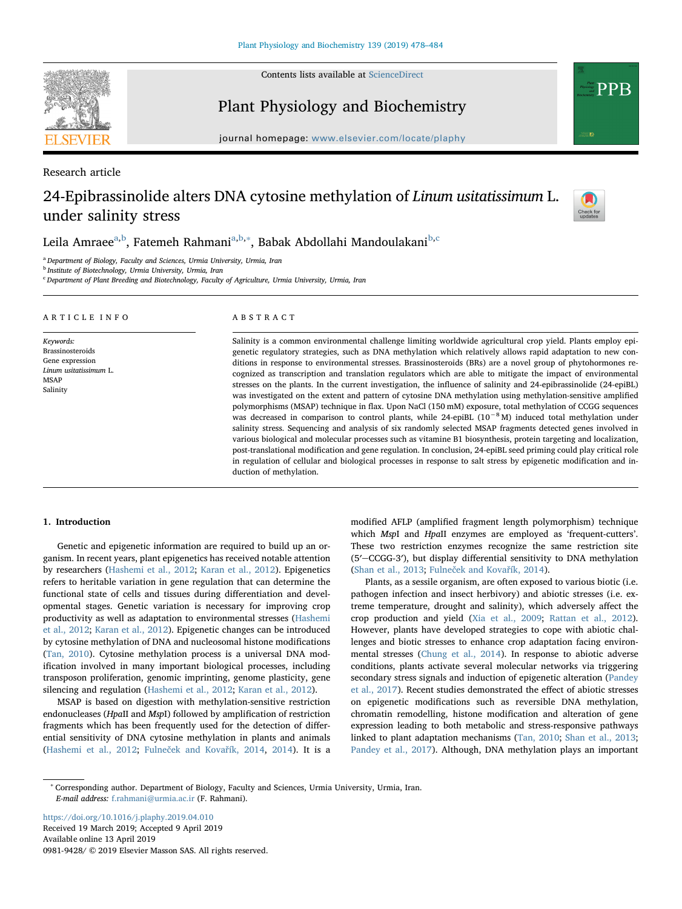Research article

# 24-Epibrassinolide alters DNA cytosine methylation of *Linum usitatissimum* L. under salinity stress

Leila Amraee[a,b], Fatemeh Rahmani[a,b,*], Babak Abdollahi Mandoulakani[b,c]

[a] Department of Biology, Faculty and Sciences, Urmia University, Urmia, Iran
[b] Institute of Biotechnology, Urmia University, Urmia, Iran
[c] Department of Plant Breeding and Biotechnology, Faculty of Agriculture, Urmia University, Urmia, Iran

## ARTICLE INFO

*Keywords:*
Brassinosteroids
Gene expression
*Linum usitatissimum* L.
MSAP
Salinity

## ABSTRACT

Salinity is a common environmental challenge limiting worldwide agricultural crop yield. Plants employ epigenetic regulatory strategies, such as DNA methylation which relatively allows rapid adaptation to new conditions in response to environmental stresses. Brassinosteroids (BRs) are a novel group of phytohormones recognized as transcription and translation regulators which are able to mitigate the impact of environmental stresses on the plants. In the current investigation, the influence of salinity and 24-epibrassinolide (24-epiBL) was investigated on the extent and pattern of cytosine DNA methylation using methylation-sensitive amplified polymorphisms (MSAP) technique in flax. Upon NaCl (150 mM) exposure, total methylation of CCGG sequences was decreased in comparison to control plants, while 24-epiBL ($10^{-8}$ M) induced total methylation under salinity stress. Sequencing and analysis of six randomly selected MSAP fragments detected genes involved in various biological and molecular processes such as vitamine B1 biosynthesis, protein targeting and localization, post-translational modification and gene regulation. In conclusion, 24-epiBL seed priming could play critical role in regulation of cellular and biological processes in response to salt stress by epigenetic modification and induction of methylation.

## 1. Introduction

Genetic and epigenetic information are required to build up an organism. In recent years, plant epigenetics has received notable attention by researchers (Hashemi et al., 2012; Karan et al., 2012). Epigenetics refers to heritable variation in gene regulation that can determine the functional state of cells and tissues during differentiation and developmental stages. Genetic variation is necessary for improving crop productivity as well as adaptation to environmental stresses (Hashemi et al., 2012; Karan et al., 2012). Epigenetic changes can be introduced by cytosine methylation of DNA and nucleosomal histone modifications (Tan, 2010). Cytosine methylation process is a universal DNA modification involved in many important biological processes, including transposon proliferation, genomic imprinting, genome plasticity, gene silencing and regulation (Hashemi et al., 2012; Karan et al., 2012).

MSAP is based on digestion with methylation-sensitive restriction endonucleases (*Hpa*II and *Msp*I) followed by amplification of restriction fragments which has been frequently used for the detection of differential sensitivity of DNA cytosine methylation in plants and animals (Hashemi et al., 2012; Fulneček and Kovařík, 2014, 2014). It is a modified AFLP (amplified fragment length polymorphism) technique which *Msp*I and *Hpa*II enzymes are employed as 'frequent-cutters'. These two restriction enzymes recognize the same restriction site (5′−CCGG-3′), but display differential sensitivity to DNA methylation (Shan et al., 2013; Fulneček and Kovařík, 2014).

Plants, as a sessile organism, are often exposed to various biotic (i.e. pathogen infection and insect herbivory) and abiotic stresses (i.e. extreme temperature, drought and salinity), which adversely affect the crop production and yield (Xia et al., 2009; Rattan et al., 2012). However, plants have developed strategies to cope with abiotic challenges and biotic stresses to enhance crop adaptation facing environmental stresses (Chung et al., 2014). In response to abiotic adverse conditions, plants activate several molecular networks via triggering secondary stress signals and induction of epigenetic alteration (Pandey et al., 2017). Recent studies demonstrated the effect of abiotic stresses on epigenetic modifications such as reversible DNA methylation, chromatin remodelling, histone modification and alteration of gene expression leading to both metabolic and stress-responsive pathways linked to plant adaptation mechanisms (Tan, 2010; Shan et al., 2013; Pandey et al., 2017). Although, DNA methylation plays an important

* Corresponding author. Department of Biology, Faculty and Sciences, Urmia University, Urmia, Iran.
*E-mail address:* f.rahmani@urmia.ac.ir (F. Rahmani).

https://doi.org/10.1016/j.plaphy.2019.04.010
Received 19 March 2019; Accepted 9 April 2019
Available online 13 April 2019
0981-9428/ © 2019 Elsevier Masson SAS. All rights reserved.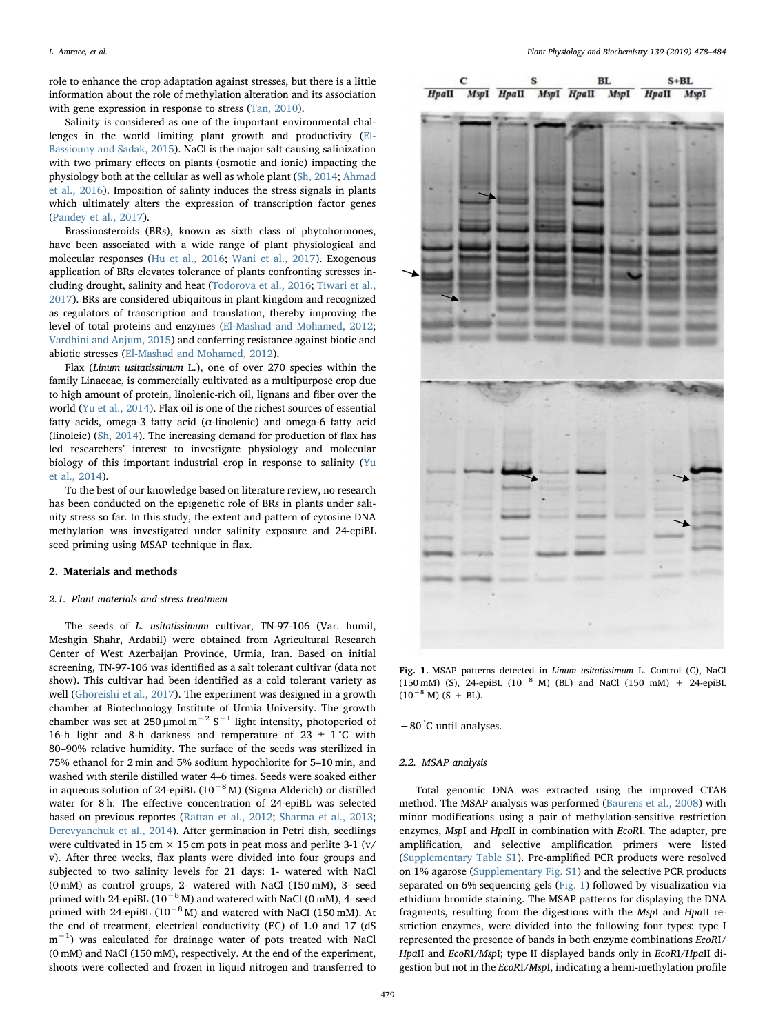role to enhance the crop adaptation against stresses, but there is a little information about the role of methylation alteration and its association with gene expression in response to stress (Tan, 2010).

Salinity is considered as one of the important environmental challenges in the world limiting plant growth and productivity (El-Bassiouny and Sadak, 2015). NaCl is the major salt causing salinization with two primary effects on plants (osmotic and ionic) impacting the physiology both at the cellular as well as whole plant (Sh, 2014; Ahmad et al., 2016). Imposition of salinity induces the stress signals in plants which ultimately alters the expression of transcription factor genes (Pandey et al., 2017).

Brassinosteroids (BRs), known as sixth class of phytohormones, have been associated with a wide range of plant physiological and molecular responses (Hu et al., 2016; Wani et al., 2017). Exogenous application of BRs elevates tolerance of plants confronting stresses including drought, salinity and heat (Todorova et al., 2016; Tiwari et al., 2017). BRs are considered ubiquitous in plant kingdom and recognized as regulators of transcription and translation, thereby improving the level of total proteins and enzymes (El-Mashad and Mohamed, 2012; Vardhini and Anjum, 2015) and conferring resistance against biotic and abiotic stresses (El-Mashad and Mohamed, 2012).

Flax (*Linum usitatissimum* L.), one of over 270 species within the family Linaceae, is commercially cultivated as a multipurpose crop due to high amount of protein, linolenic-rich oil, lignans and fiber over the world (Yu et al., 2014). Flax oil is one of the richest sources of essential fatty acids, omega-3 fatty acid (α-linolenic) and omega-6 fatty acid (linoleic) (Sh, 2014). The increasing demand for production of flax has led researchers' interest to investigate physiology and molecular biology of this important industrial crop in response to salinity (Yu et al., 2014).

To the best of our knowledge based on literature review, no research has been conducted on the epigenetic role of BRs in plants under salinity stress so far. In this study, the extent and pattern of cytosine DNA methylation was investigated under salinity exposure and 24-epiBL seed priming using MSAP technique in flax.

## 2. Materials and methods

### 2.1. Plant materials and stress treatment

The seeds of *L. usitatissimum* cultivar, TN-97-106 (Var. humil, Meshgin Shahr, Ardabil) were obtained from Agricultural Research Center of West Azerbaijan Province, Urmia, Iran. Based on initial screening, TN-97-106 was identified as a salt tolerant cultivar (data not show). This cultivar had been identified as a cold tolerant variety as well (Ghoreishi et al., 2017). The experiment was designed in a growth chamber at Biotechnology Institute of Urmia University. The growth chamber was set at 250 $\mu mol\, m^{-2}\, S^{-1}$ light intensity, photoperiod of 16-h light and 8-h darkness and temperature of 23 ± 1 °C with 80–90% relative humidity. The surface of the seeds was sterilized in 75% ethanol for 2 min and 5% sodium hypochlorite for 5–10 min, and washed with sterile distilled water 4–6 times. Seeds were soaked either in aqueous solution of 24-epiBL ($10^{-8}$ M) (Sigma Alderich) or distilled water for 8 h. The effective concentration of 24-epiBL was selected based on previous reportes (Rattan et al., 2012; Sharma et al., 2013; Derevyanchuk et al., 2014). After germination in Petri dish, seedlings were cultivated in 15 cm × 15 cm pots in peat moss and perlite 3-1 (v/v). After three weeks, flax plants were divided into four groups and subjected to two salinity levels for 21 days: 1- watered with NaCl (0 mM) as control groups, 2- watered with NaCl (150 mM), 3- seed primed with 24-epiBL ($10^{-8}$ M) and watered with NaCl (0 mM), 4- seed primed with 24-epiBL ($10^{-8}$ M) and watered with NaCl (150 mM). At the end of treatment, electrical conductivity (EC) of 1.0 and 17 (dS $m^{-1}$) was calculated for drainage water of pots treated with NaCl (0 mM) and NaCl (150 mM), respectively. At the end of the experiment, shoots were collected and frozen in liquid nitrogen and transferred to −80 °C until analyses.

Fig. 1. MSAP patterns detected in *Linum usitatissimum* L. Control (C), NaCl (150 mM) (S), 24-epiBL ($10^{-8}$ M) (BL) and NaCl (150 mM) + 24-epiBL ($10^{-8}$ M) (S + BL).

### 2.2. MSAP analysis

Total genomic DNA was extracted using the improved CTAB method. The MSAP analysis was performed (Baurens et al., 2008) with minor modifications using a pair of methylation-sensitive restriction enzymes, *Msp*I and *Hpa*II in combination with *Eco*RI. The adapter, pre amplification, and selective amplification primers were listed (Supplementary Table S1). Pre-amplified PCR products were resolved on 1% agarose (Supplementary Fig. S1) and the selective PCR products separated on 6% sequencing gels (Fig. 1) followed by visualization via ethidium bromide staining. The MSAP patterns for displaying the DNA fragments, resulting from the digestions with the *Msp*I and *Hpa*II restriction enzymes, were divided into the following four types: type I represented the presence of bands in both enzyme combinations *Eco*RI/*Hpa*II and *Eco*RI/*Msp*I; type II displayed bands only in *Eco*RI/*Hpa*II digestion but not in the *Eco*RI/*Msp*I, indicating a hemi-methylation profile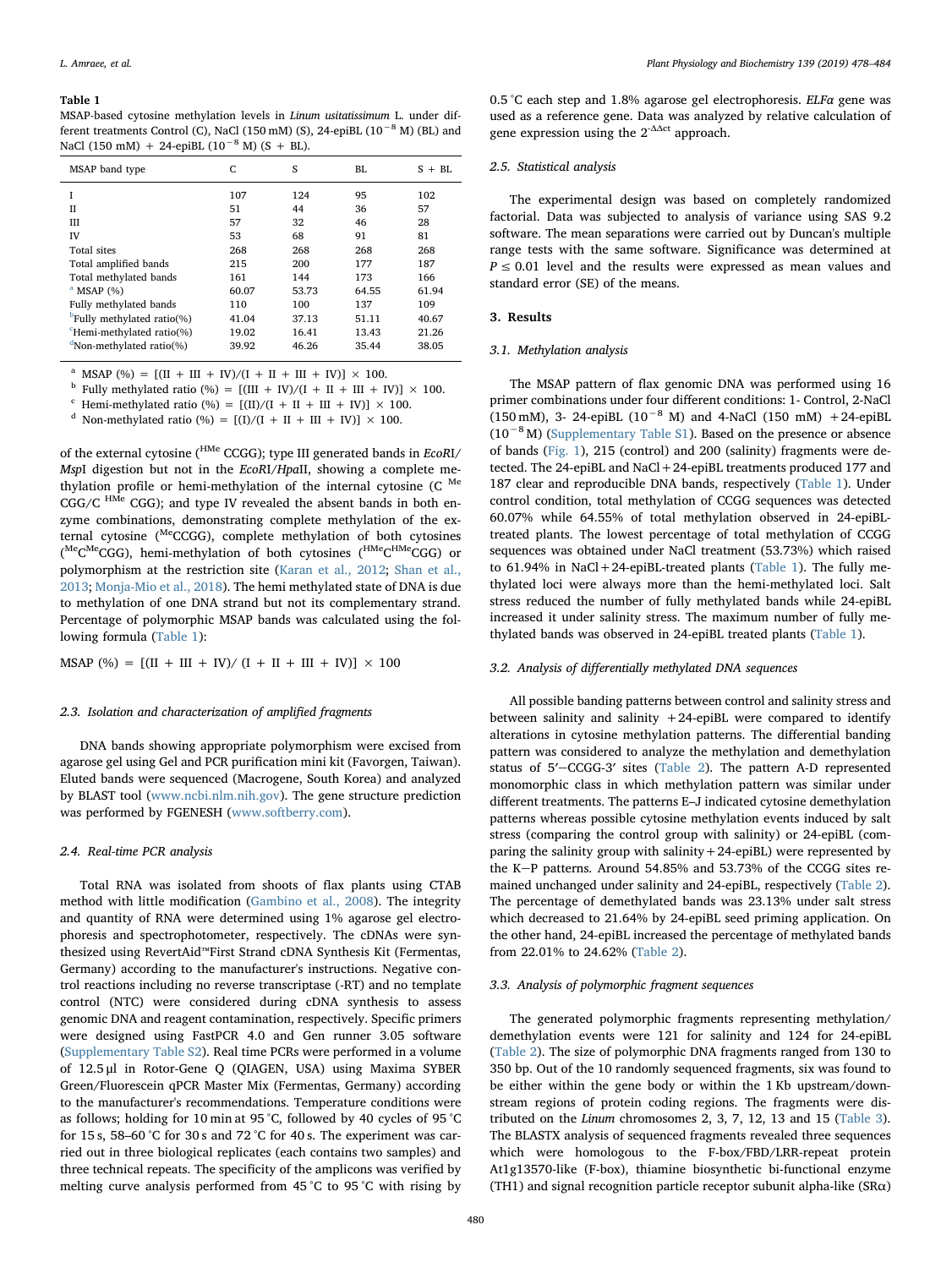**Table 1**
MSAP-based cytosine methylation levels in *Linum usitatissimum* L. under different treatments Control (C), NaCl (150 mM) (S), 24-epiBL ($10^{-8}$ M) (BL) and NaCl (150 mM) + 24-epiBL ($10^{-8}$ M) (S + BL).

| MSAP band type | C | S | BL | S + BL |
|---|---|---|---|---|
| I | 107 | 124 | 95 | 102 |
| II | 51 | 44 | 36 | 57 |
| III | 57 | 32 | 46 | 28 |
| IV | 53 | 68 | 91 | 81 |
| Total sites | 268 | 268 | 268 | 268 |
| Total amplified bands | 215 | 200 | 177 | 187 |
| Total methylated bands | 161 | 144 | 173 | 166 |
| [a] MSAP (%) | 60.07 | 53.73 | 64.55 | 61.94 |
| Fully methylated bands | 110 | 100 | 137 | 109 |
| [b]Fully methylated ratio(%) | 41.04 | 37.13 | 51.11 | 40.67 |
| [c]Hemi-methylated ratio(%) | 19.02 | 16.41 | 13.43 | 21.26 |
| [d]Non-methylated ratio(%) | 39.92 | 46.26 | 35.44 | 38.05 |

[a] MSAP (%) = [(II + III + IV)/(I + II + III + IV)] × 100.
[b] Fully methylated ratio (%) = [(III + IV)/(I + II + III + IV)] × 100.
[c] Hemi-methylated ratio (%) = [(II)/(I + II + III + IV)] × 100.
[d] Non-methylated ratio (%) = [(I)/(I + II + III + IV)] × 100.

of the external cytosine ($^{HMe}$CCGG); type III generated bands in *Eco*RI/*Msp*I digestion but not in the *Eco*RI/*Hpa*II, showing a complete methylation profile or hemi-methylation of the internal cytosine (C $^{Me}$CGG/C $^{HMe}$ CGG); and type IV revealed the absent bands in both enzyme combinations, demonstrating complete methylation of the external cytosine ($^{Me}$CCGG), complete methylation of both cytosines ($^{Me}$C$^{Me}$CGG), hemi-methylation of both cytosines ($^{HMe}$C$^{HMe}$CGG) or polymorphism at the restriction site (Karan et al., 2012; Shan et al., 2013; Monja-Mio et al., 2018). The hemi methylated state of DNA is due to methylation of one DNA strand but not its complementary strand. Percentage of polymorphic MSAP bands was calculated using the following formula (Table 1):

MSAP (%) = [(II + III + IV)/ (I + II + III + IV)] × 100

### 2.3. Isolation and characterization of amplified fragments

DNA bands showing appropriate polymorphism were excised from agarose gel using Gel and PCR purification mini kit (Favorgen, Taiwan). Eluted bands were sequenced (Macrogene, South Korea) and analyzed by BLAST tool (www.ncbi.nlm.nih.gov). The gene structure prediction was performed by FGENESH (www.softberry.com).

### 2.4. Real-time PCR analysis

Total RNA was isolated from shoots of flax plants using CTAB method with little modification (Gambino et al., 2008). The integrity and quantity of RNA were determined using 1% agarose gel electrophoresis and spectrophotometer, respectively. The cDNAs were synthesized using RevertAid™First Strand cDNA Synthesis Kit (Fermentas, Germany) according to the manufacturer's instructions. Negative control reactions including no reverse transcriptase (-RT) and no template control (NTC) were considered during cDNA synthesis to assess genomic DNA and reagent contamination, respectively. Specific primers were designed using FastPCR 4.0 and Gen runner 3.05 software (Supplementary Table S2). Real time PCRs were performed in a volume of 12.5 μl in Rotor-Gene Q (QIAGEN, USA) using Maxima SYBER Green/Fluorescein qPCR Master Mix (Fermentas, Germany) according to the manufacturer's recommendations. Temperature conditions were as follows; holding for 10 min at 95 °C, followed by 40 cycles of 95 °C for 15 s, 58–60 °C for 30 s and 72 °C for 40 s. The experiment was carried out in three biological replicates (each contains two samples) and three technical repeats. The specificity of the amplicons was verified by melting curve analysis performed from 45 °C to 95 °C with rising by 0.5 °C each step and 1.8% agarose gel electrophoresis. *ELFα* gene was used as a reference gene. Data was analyzed by relative calculation of gene expression using the $2^{-\Delta\Delta ct}$ approach.

### 2.5. Statistical analysis

The experimental design was based on completely randomized factorial. Data was subjected to analysis of variance using SAS 9.2 software. The mean separations were carried out by Duncan's multiple range tests with the same software. Significance was determined at $P \leq 0.01$ level and the results were expressed as mean values and standard error (SE) of the means.

## 3. Results

### 3.1. Methylation analysis

The MSAP pattern of flax genomic DNA was performed using 16 primer combinations under four different conditions: 1- Control, 2-NaCl (150 mM), 3- 24-epiBL ($10^{-8}$ M) and 4-NaCl (150 mM) +24-epiBL ($10^{-8}$ M) (Supplementary Table S1). Based on the presence or absence of bands (Fig. 1), 215 (control) and 200 (salinity) fragments were detected. The 24-epiBL and NaCl + 24-epiBL treatments produced 177 and 187 clear and reproducible DNA bands, respectively (Table 1). Under control condition, total methylation of CCGG sequences was detected 60.07% while 64.55% of total methylation observed in 24-epiBL-treated plants. The lowest percentage of total methylation of CCGG sequences was obtained under NaCl treatment (53.73%) which raised to 61.94% in NaCl + 24-epiBL-treated plants (Table 1). The fully methylated loci were always more than the hemi-methylated loci. Salt stress reduced the number of fully methylated bands while 24-epiBL increased it under salinity stress. The maximum number of fully methylated bands was observed in 24-epiBL treated plants (Table 1).

### 3.2. Analysis of differentially methylated DNA sequences

All possible banding patterns between control and salinity stress and between salinity and salinity +24-epiBL were compared to identify alterations in cytosine methylation patterns. The differential banding pattern was considered to analyze the methylation and demethylation status of 5′−CCGG-3′ sites (Table 2). The pattern A-D represented monomorphic class in which methylation pattern was similar under different treatments. The patterns E–J indicated cytosine demethylation patterns whereas possible cytosine methylation events induced by salt stress (comparing the control group with salinity) or 24-epiBL (comparing the salinity group with salinity + 24-epiBL) were represented by the K−P patterns. Around 54.85% and 53.73% of the CCGG sites remained unchanged under salinity and 24-epiBL, respectively (Table 2). The percentage of demethylated bands was 23.13% under salt stress which decreased to 21.64% by 24-epiBL seed priming application. On the other hand, 24-epiBL increased the percentage of methylated bands from 22.01% to 24.62% (Table 2).

### 3.3. Analysis of polymorphic fragment sequences

The generated polymorphic fragments representing methylation/demethylation events were 121 for salinity and 124 for 24-epiBL (Table 2). The size of polymorphic DNA fragments ranged from 130 to 350 bp. Out of the 10 randomly sequenced fragments, six was found to be either within the gene body or within the 1 Kb upstream/downstream regions of protein coding regions. The fragments were distributed on the *Linum* chromosomes 2, 3, 7, 12, 13 and 15 (Table 3). The BLASTX analysis of sequenced fragments revealed three sequences which were homologous to the F-box/FBD/LRR-repeat protein At1g13570-like (F-box), thiamine biosynthetic bi-functional enzyme (TH1) and signal recognition particle receptor subunit alpha-like (SRα)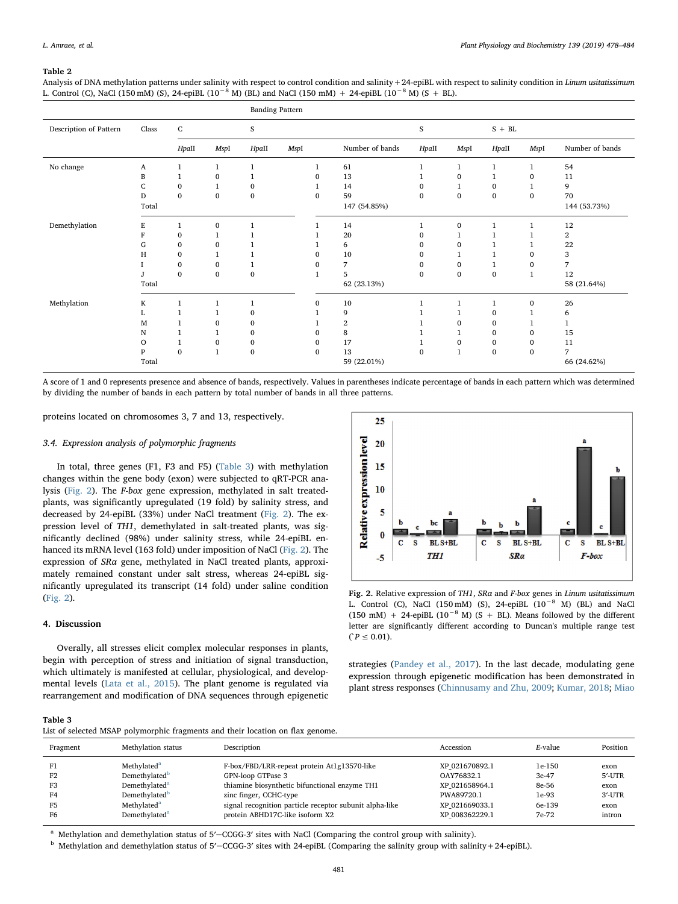**Table 2**

Analysis of DNA methylation patterns under salinity with respect to control condition and salinity + 24-epiBL with respect to salinity condition in *Linum usitatissimum* L. Control (C), NaCl (150 mM) (S), 24-epiBL ($10^{-8}$ M) (BL) and NaCl (150 mM) + 24-epiBL ($10^{-8}$ M) (S + BL).

| Description of Pattern | Class | Banding Pattern | | | | | | | | | |
|---|---|---|---|---|---|---|---|---|---|---|---|
| | | C | | S | | | S | | S + BL | | |
| | | *Hpa*II | *Msp*I | *Hpa*II | *Msp*I | Number of bands | *Hpa*II | *Msp*I | *Hpa*II | *Msp*I | Number of bands |
| No change | A | 1 | 1 | 1 | 1 | 61 | 1 | 1 | 1 | 1 | 54 |
| | B | 1 | 0 | 1 | 0 | 13 | 1 | 0 | 1 | 0 | 11 |
| | C | 0 | 1 | 0 | 1 | 14 | 0 | 1 | 0 | 1 | 9 |
| | D | 0 | 0 | 0 | 0 | 59 | 0 | 0 | 0 | 0 | 70 |
| | Total | | | | | 147 (54.85%) | | | | | 144 (53.73%) |
| Demethylation | E | 1 | 0 | 1 | 1 | 14 | 1 | 0 | 1 | 1 | 12 |
| | F | 0 | 1 | 1 | 1 | 20 | 0 | 1 | 1 | 1 | 2 |
| | G | 0 | 0 | 1 | 1 | 6 | 0 | 0 | 1 | 1 | 22 |
| | H | 0 | 1 | 1 | 0 | 10 | 0 | 1 | 1 | 0 | 3 |
| | I | 0 | 0 | 1 | 0 | 7 | 0 | 0 | 1 | 0 | 7 |
| | J | 0 | 0 | 0 | 1 | 5 | 0 | 0 | 0 | 1 | 12 |
| | Total | | | | | 62 (23.13%) | | | | | 58 (21.64%) |
| Methylation | K | 1 | 1 | 1 | 0 | 10 | 1 | 1 | 1 | 0 | 26 |
| | L | 1 | 1 | 0 | 1 | 9 | 1 | 1 | 0 | 1 | 6 |
| | M | 1 | 0 | 0 | 1 | 2 | 1 | 0 | 0 | 1 | 1 |
| | N | 1 | 1 | 0 | 0 | 8 | 1 | 1 | 0 | 0 | 15 |
| | O | 1 | 0 | 0 | 0 | 17 | 1 | 0 | 0 | 0 | 11 |
| | P | 0 | 1 | 0 | 0 | 13 | 0 | 1 | 0 | 0 | 7 |
| | Total | | | | | 59 (22.01%) | | | | | 66 (24.62%) |

A score of 1 and 0 represents presence and absence of bands, respectively. Values in parentheses indicate percentage of bands in each pattern which was determined by dividing the number of bands in each pattern by total number of bands in all three patterns.

proteins located on chromosomes 3, 7 and 13, respectively.

### 3.4. Expression analysis of polymorphic fragments

In total, three genes (F1, F3 and F5) (Table 3) with methylation changes within the gene body (exon) were subjected to qRT-PCR analysis (Fig. 2). The *F-box* gene expression, methylated in salt treated-plants, was significantly upregulated (19 fold) by salinity stress, and decreased by 24-epiBL (33%) under NaCl treatment (Fig. 2). The expression level of *TH1*, demethylated in salt-treated plants, was significantly declined (98%) under salinity stress, while 24-epiBL enhanced its mRNA level (163 fold) under imposition of NaCl (Fig. 2). The expression of *SRα* gene, methylated in NaCl treated plants, approximately remained constant under salt stress, whereas 24-epiBL significantly upregulated its transcript (14 fold) under saline condition (Fig. 2).

Fig. 2. Relative expression of *TH1*, *SRα* and *F-box* genes in *Linum usitatissimum* L. Control (C), NaCl (150 mM) (S), 24-epiBL ($10^{-8}$ M) (BL) and NaCl (150 mM) + 24-epiBL ($10^{-8}$ M) (S + BL). Means followed by the different letter are significantly different according to Duncan's multiple range test ($^{*}P \leq 0.01$).

## 4. Discussion

Overall, all stresses elicit complex molecular responses in plants, begin with perception of stress and initiation of signal transduction, which ultimately is manifested at cellular, physiological, and developmental levels (Lata et al., 2015). The plant genome is regulated via rearrangement and modification of DNA sequences through epigenetic strategies (Pandey et al., 2017). In the last decade, modulating gene expression through epigenetic modification has been demonstrated in plant stress responses (Chinnusamy and Zhu, 2009; Kumar, 2018; Miao

**Table 3**

List of selected MSAP polymorphic fragments and their location on flax genome.

| Fragment | Methylation status | Description | Accession | *E*-value | Position |
|---|---|---|---|---|---|
| F1 | Methylated[a] | F-box/FBD/LRR-repeat protein At1g13570-like | XP_021670892.1 | 1e-150 | exon |
| F2 | Demethylated[b] | GPN-loop GTPase 3 | OAY76832.1 | 3e-47 | 5′-UTR |
| F3 | Demethylated[a] | thiamine biosynthetic bifunctional enzyme TH1 | XP_021658964.1 | 8e-56 | exon |
| F4 | Demethylated[b] | zinc finger, CCHC-type | PWA89720.1 | 1e-93 | 3′-UTR |
| F5 | Methylated[a] | signal recognition particle receptor subunit alpha-like | XP_021669033.1 | 6e-139 | exon |
| F6 | Demethylated[a] | protein ABHD17C-like isoform X2 | XP_008362229.1 | 7e-72 | intron |

[a] Methylation and demethylation status of 5′−CCGG-3′ sites with NaCl (Comparing the control group with salinity).

[b] Methylation and demethylation status of 5′−CCGG-3′ sites with 24-epiBL (Comparing the salinity group with salinity + 24-epiBL).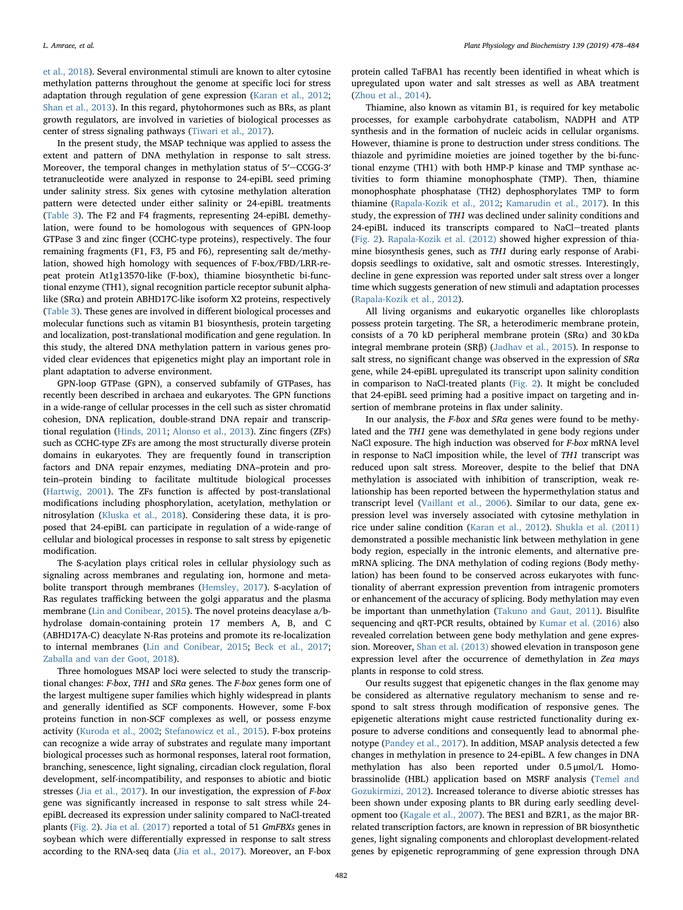et al., 2018). Several environmental stimuli are known to alter cytosine methylation patterns throughout the genome at specific loci for stress adaptation through regulation of gene expression (Karan et al., 2012; Shan et al., 2013). In this regard, phytohormones such as BRs, as plant growth regulators, are involved in varieties of biological processes as center of stress signaling pathways (Tiwari et al., 2017).

In the present study, the MSAP technique was applied to assess the extent and pattern of DNA methylation in response to salt stress. Moreover, the temporal changes in methylation status of 5′−CCGG-3′ tetranucleotide were analyzed in response to 24-epiBL seed priming under salinity stress. Six genes with cytosine methylation alteration pattern were detected under either salinity or 24-epiBL treatments (Table 3). The F2 and F4 fragments, representing 24-epiBL demethylation, were found to be homologous with sequences of GPN-loop GTPase 3 and zinc finger (CCHC-type proteins), respectively. The four remaining fragments (F1, F3, F5 and F6), representing salt de/methylation, showed high homology with sequences of F-box/FBD/LRR-repeat protein At1g13570-like (F-box), thiamine biosynthetic bi-functional enzyme (TH1), signal recognition particle receptor subunit alpha-like (SRα) and protein ABHD17C-like isoform X2 proteins, respectively (Table 3). These genes are involved in different biological processes and molecular functions such as vitamin B1 biosynthesis, protein targeting and localization, post-translational modification and gene regulation. In this study, the altered DNA methylation pattern in various genes provided clear evidences that epigenetics might play an important role in plant adaptation to adverse environment.

GPN-loop GTPase (GPN), a conserved subfamily of GTPases, has recently been described in archaea and eukaryotes. The GPN functions in a wide-range of cellular processes in the cell such as sister chromatid cohesion, DNA replication, double-strand DNA repair and transcriptional regulation (Hinds, 2011; Alonso et al., 2013). Zinc fingers (ZFs) such as CCHC-type ZFs are among the most structurally diverse protein domains in eukaryotes. They are frequently found in transcription factors and DNA repair enzymes, mediating DNA–protein and protein–protein binding to facilitate multitude biological processes (Hartwig, 2001). The ZFs function is affected by post-translational modifications including phosphorylation, acetylation, methylation or nitrosylation (Kluska et al., 2018). Considering these data, it is proposed that 24-epiBL can participate in regulation of a wide-range of cellular and biological processes in response to salt stress by epigenetic modification.

The S-acylation plays critical roles in cellular physiology such as signaling across membranes and regulating ion, hormone and metabolite transport through membranes (Hemsley, 2017). S-acylation of Ras regulates trafficking between the golgi apparatus and the plasma membrane (Lin and Conibear, 2015). The novel proteins deacylase a/b-hydrolase domain-containing protein 17 members A, B, and C (ABHD17A-C) deacylate N-Ras proteins and promote its re-localization to internal membranes (Lin and Conibear, 2015; Beck et al., 2017; Zaballa and van der Goot, 2018).

Three homologues MSAP loci were selected to study the transcriptional changes: *F-box*, *TH1* and *SRα* genes. The *F-box* genes form one of the largest multigene super families which highly widespread in plants and generally identified as SCF components. However, some F-box proteins function in non-SCF complexes as well, or possess enzyme activity (Kuroda et al., 2002; Stefanowicz et al., 2015). F-box proteins can recognize a wide array of substrates and regulate many important biological processes such as hormonal responses, lateral root formation, branching, senescence, light signaling, circadian clock regulation, floral development, self-incompatibility, and responses to abiotic and biotic stresses (Jia et al., 2017). In our investigation, the expression of *F-box* gene was significantly increased in response to salt stress while 24-epiBL decreased its expression under salinity compared to NaCl-treated plants (Fig. 2). Jia et al. (2017) reported a total of 51 *GmFBXs* genes in soybean which were differentially expressed in response to salt stress according to the RNA-seq data (Jia et al., 2017). Moreover, an F-box protein called TaFBA1 has recently been identified in wheat which is upregulated upon water and salt stresses as well as ABA treatment (Zhou et al., 2014).

Thiamine, also known as vitamin B1, is required for key metabolic processes, for example carbohydrate catabolism, NADPH and ATP synthesis and in the formation of nucleic acids in cellular organisms. However, thiamine is prone to destruction under stress conditions. The thiazole and pyrimidine moieties are joined together by the bi-functional enzyme (TH1) with both HMP-P kinase and TMP synthase activities to form thiamine monophosphate (TMP). Then, thiamine monophosphate phosphatase (TH2) dephosphorylates TMP to form thiamine (Rapala-Kozik et al., 2012; Kamarudin et al., 2017). In this study, the expression of *TH1* was declined under salinity conditions and 24-epiBL induced its transcripts compared to NaCl−treated plants (Fig. 2). Rapala-Kozik et al. (2012) showed higher expression of thiamine biosynthesis genes, such as *TH1* during early response of Arabidopsis seedlings to oxidative, salt and osmotic stresses. Interestingly, decline in gene expression was reported under salt stress over a longer time which suggests generation of new stimuli and adaptation processes (Rapala-Kozik et al., 2012).

All living organisms and eukaryotic organelles like chloroplasts possess protein targeting. The SR, a heterodimeric membrane protein, consists of a 70 kD peripheral membrane protein (SRα) and 30 kDa integral membrane protein (SRβ) (Jadhav et al., 2015). In response to salt stress, no significant change was observed in the expression of *SRα* gene, while 24-epiBL upregulated its transcript upon salinity condition in comparison to NaCl-treated plants (Fig. 2). It might be concluded that 24-epiBL seed priming had a positive impact on targeting and insertion of membrane proteins in flax under salinity.

In our analysis, the *F-box* and *SRα* genes were found to be methylated and the *TH1* gene was demethylated in gene body regions under NaCl exposure. The high induction was observed for *F-box* mRNA level in response to NaCl imposition while, the level of *TH1* transcript was reduced upon salt stress. Moreover, despite to the belief that DNA methylation is associated with inhibition of transcription, weak relationship has been reported between the hypermethylation status and transcript level (Vaillant et al., 2006). Similar to our data, gene expression level was inversely associated with cytosine methylation in rice under saline condition (Karan et al., 2012). Shukla et al. (2011) demonstrated a possible mechanistic link between methylation in gene body region, especially in the intronic elements, and alternative pre-mRNA splicing. The DNA methylation of coding regions (Body methylation) has been found to be conserved across eukaryotes with functionality of aberrant expression prevention from intragenic promoters or enhancement of the accuracy of splicing. Body methylation may even be important than unmethylation (Takuno and Gaut, 2011). Bisulfite sequencing and qRT-PCR results, obtained by Kumar et al. (2016) also revealed correlation between gene body methylation and gene expression. Moreover, Shan et al. (2013) showed elevation in transposon gene expression level after the occurrence of demethylation in *Zea mays* plants in response to cold stress.

Our results suggest that epigenetic changes in the flax genome may be considered as alternative regulatory mechanism to sense and respond to salt stress through modification of responsive genes. The epigenetic alterations might cause restricted functionality during exposure to adverse conditions and consequently lead to abnormal phenotype (Pandey et al., 2017). In addition, MSAP analysis detected a few changes in methylation in presence to 24-epiBL. A few changes in DNA methylation has also been reported under 0.5 μmol/L Homobrassinolide (HBL) application based on MSRF analysis (Temel and Gozukirmizi, 2012). Increased tolerance to diverse abiotic stresses has been shown under exposing plants to BR during early seedling development too (Kagale et al., 2007). The BES1 and BZR1, as the major BR-related transcription factors, are known in repression of BR biosynthetic genes, light signaling components and chloroplast development-related genes by epigenetic reprogramming of gene expression through DNA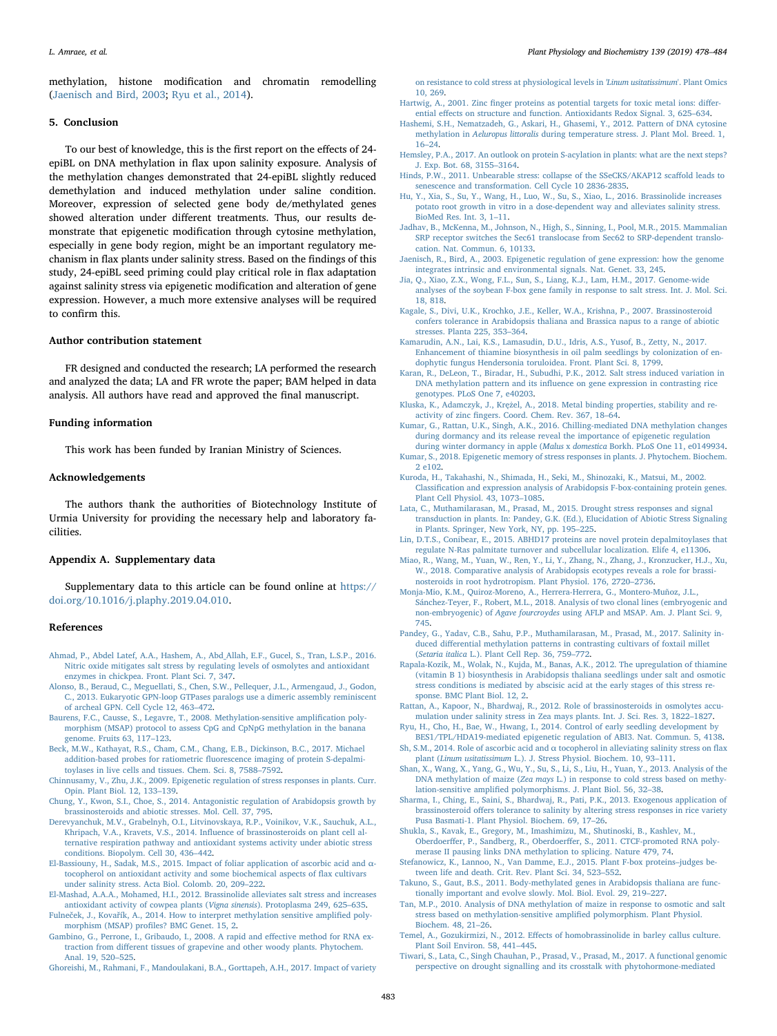methylation, histone modification and chromatin remodelling (Jaenisch and Bird, 2003; Ryu et al., 2014).

## 5. Conclusion

To our best of knowledge, this is the first report on the effects of 24-epiBL on DNA methylation in flax upon salinity exposure. Analysis of the methylation changes demonstrated that 24-epiBL slightly reduced demethylation and induced methylation under saline condition. Moreover, expression of selected gene body de/methylated genes showed alteration under different treatments. Thus, our results demonstrate that epigenetic modification through cytosine methylation, especially in gene body region, might be an important regulatory mechanism in flax plants under salinity stress. Based on the findings of this study, 24-epiBL seed priming could play critical role in flax adaptation against salinity stress via epigenetic modification and alteration of gene expression. However, a much more extensive analyses will be required to confirm this.

## Author contribution statement

FR designed and conducted the research; LA performed the research and analyzed the data; LA and FR wrote the paper; BAM helped in data analysis. All authors have read and approved the final manuscript.

## Funding information

This work has been funded by Iranian Ministry of Sciences.

## Acknowledgements

The authors thank the authorities of Biotechnology Institute of Urmia University for providing the necessary help and laboratory facilities.

## Appendix A. Supplementary data

Supplementary data to this article can be found online at https://doi.org/10.1016/j.plaphy.2019.04.010.

## References

Ahmad, P., Abdel Latef, A.A., Hashem, A., Abd_Allah, E.F., Gucel, S., Tran, L.S.P., 2016. Nitric oxide mitigates salt stress by regulating levels of osmolytes and antioxidant enzymes in chickpea. Front. Plant Sci. 7, 347.

Alonso, B., Beraud, C., Meguellati, S., Chen, S.W., Pellequer, J.L., Armengaud, J., Godon, C., 2013. Eukaryotic GPN-loop GTPases paralogs use a dimeric assembly reminiscent of archeal GPN. Cell Cycle 12, 463–472.

Baurens, F.C., Causse, S., Legavre, T., 2008. Methylation-sensitive amplification polymorphism (MSAP) protocol to assess CpG and CpNpG methylation in the banana genome. Fruits 63, 117–123.

Beck, M.W., Kathayat, R.S., Cham, C.M., Chang, E.B., Dickinson, B.C., 2017. Michael addition-based probes for ratiometric fluorescence imaging of protein S-depalmitoylases in live cells and tissues. Chem. Sci. 8, 7588–7592.

Chinnusamy, V., Zhu, J.K., 2009. Epigenetic regulation of stress responses in plants. Curr. Opin. Plant Biol. 12, 133–139.

Chung, Y., Kwon, S.I., Choe, S., 2014. Antagonistic regulation of Arabidopsis growth by brassinosteroids and abiotic stresses. Mol. Cell. 37, 795.

Derevyanchuk, M.V., Grabelnyh, O.I., Litvinovskaya, R.P., Voinikov, V.K., Sauchuk, A.L., Khripach, V.A., Kravets, V.S., 2014. Influence of brassinosteroids on plant cell alternative respiration pathway and antioxidant systems activity under abiotic stress conditions. Biopolym. Cell 30, 436–442.

El-Bassiouny, H., Sadak, M.S., 2015. Impact of foliar application of ascorbic acid and α-tocopherol on antioxidant activity and some biochemical aspects of flax cultivars under salinity stress. Acta Biol. Colomb. 20, 209–222.

El-Mashad, A.A.A., Mohamed, H.I., 2012. Brassinolide alleviates salt stress and increases antioxidant activity of cowpea plants (*Vigna sinensis*). Protoplasma 249, 625–635.

Fulneček, J., Kovařík, A., 2014. How to interpret methylation sensitive amplified polymorphism (MSAP) profiles? BMC Genet. 15, 2.

Gambino, G., Perrone, I., Gribaudo, I., 2008. A rapid and effective method for RNA extraction from different tissues of grapevine and other woody plants. Phytochem. Anal. 19, 520–525.

Ghoreishi, M., Rahmani, F., Mandoulakani, B.A., Gorttapeh, A.H., 2017. Impact of variety on resistance to cold stress at physiological levels in '*Linum usitatissimum*'. Plant Omics 10, 269.

Hartwig, A., 2001. Zinc finger proteins as potential targets for toxic metal ions: differential effects on structure and function. Antioxidants Redox Signal. 3, 625–634.

Hashemi, S.H., Nematzadeh, G., Askari, H., Ghasemi, Y., 2012. Pattern of DNA cytosine methylation in *Aeluropus littoralis* during temperature stress. J. Plant Mol. Breed. 1, 16–24.

Hemsley, P.A., 2017. An outlook on protein S-acylation in plants: what are the next steps? J. Exp. Bot. 68, 3155–3164.

Hinds, P.W., 2011. Unbearable stress: collapse of the SSeCKS/AKAP12 scaffold leads to senescence and transformation. Cell Cycle 10 2836-2835.

Hu, Y., Xia, S., Su, Y., Wang, H., Luo, W., Su, S., Xiao, L., 2016. Brassinolide increases potato root growth in vitro in a dose-dependent way and alleviates salinity stress. BioMed Res. Int. 3, 1–11.

Jadhav, B., McKenna, M., Johnson, N., High, S., Sinning, I., Pool, M.R., 2015. Mammalian SRP receptor switches the Sec61 translocase from Sec62 to SRP-dependent translocation. Nat. Commun. 6, 10133.

Jaenisch, R., Bird, A., 2003. Epigenetic regulation of gene expression: how the genome integrates intrinsic and environmental signals. Nat. Genet. 33, 245.

Jia, Q., Xiao, Z.X., Wong, F.L., Sun, S., Liang, K.J., Lam, H.M., 2017. Genome-wide analyses of the soybean F-box gene family in response to salt stress. Int. J. Mol. Sci. 18, 818.

Kagale, S., Divi, U.K., Krochko, J.E., Keller, W.A., Krishna, P., 2007. Brassinosteroid confers tolerance in Arabidopsis thaliana and Brassica napus to a range of abiotic stresses. Planta 225, 353–364.

Kamarudin, A.N., Lai, K.S., Lamasudin, D.U., Idris, A.S., Yusof, B., Zetty, N., 2017. Enhancement of thiamine biosynthesis in oil palm seedlings by colonization of endophytic fungus Hendersonia toruloidea. Front. Plant Sci. 8, 1799.

Karan, R., DeLeon, T., Biradar, H., Subudhi, P.K., 2012. Salt stress induced variation in DNA methylation pattern and its influence on gene expression in contrasting rice genotypes. PLoS One 7, e40203.

Kluska, K., Adamczyk, J., Krężel, A., 2018. Metal binding properties, stability and reactivity of zinc fingers. Coord. Chem. Rev. 367, 18–64.

Kumar, G., Rattan, U.K., Singh, A.K., 2016. Chilling-mediated DNA methylation changes during dormancy and its release reveal the importance of epigenetic regulation during winter dormancy in apple (*Malus* x *domestica* Borkh. PLoS One 11, e0149934.

Kumar, S., 2018. Epigenetic memory of stress responses in plants. J. Phytochem. Biochem. 2 e102.

Kuroda, H., Takahashi, N., Shimada, H., Seki, M., Shinozaki, K., Matsui, M., 2002. Classification and expression analysis of Arabidopsis F-box-containing protein genes. Plant Cell Physiol. 43, 1073–1085.

Lata, C., Muthamilarasan, M., Prasad, M., 2015. Drought stress responses and signal transduction in plants. In: Pandey, G.K. (Ed.), Elucidation of Abiotic Stress Signaling in Plants. Springer, New York, NY, pp. 195–225.

Lin, D.T.S., Conibear, E., 2015. ABHD17 proteins are novel protein depalmitoylases that regulate N-Ras palmitate turnover and subcellular localization. Elife 4, e11306.

Miao, R., Wang, M., Yuan, W., Ren, Y., Li, Y., Zhang, N., Zhang, J., Kronzucker, H.J., Xu, W., 2018. Comparative analysis of Arabidopsis ecotypes reveals a role for brassinosteroids in root hydrotropism. Plant Physiol. 176, 2720–2736.

Monja-Mio, K.M., Quiroz-Moreno, A., Herrera-Herrera, G., Montero-Muñoz, J.L., Sánchez-Teyer, F., Robert, M.L., 2018. Analysis of two clonal lines (embryogenic and non-embryogenic) of *Agave fourcroydes* using AFLP and MSAP. Am. J. Plant Sci. 9, 745.

Pandey, G., Yadav, C.B., Sahu, P.P., Muthamilarasan, M., Prasad, M., 2017. Salinity induced differential methylation patterns in contrasting cultivars of foxtail millet (*Setaria italica* L.). Plant Cell Rep. 36, 759–772.

Rapala-Kozik, M., Wolak, N., Kujda, M., Banas, A.K., 2012. The upregulation of thiamine (vitamin B 1) biosynthesis in Arabidopsis thaliana seedlings under salt and osmotic stress conditions is mediated by abscisic acid at the early stages of this stress response. BMC Plant Biol. 12, 2.

Rattan, A., Kapoor, N., Bhardwaj, R., 2012. Role of brassinosteroids in osmolytes accumulation under salinity stress in Zea mays plants. Int. J. Sci. Res. 3, 1822–1827.

Ryu, H., Cho, H., Bae, W., Hwang, I., 2014. Control of early seedling development by BES1/TPL/HDA19-mediated epigenetic regulation of ABI3. Nat. Commun. 5, 4138.

Sh, S.M., 2014. Role of ascorbic acid and α tocopherol in alleviating salinity stress on flax plant (*Linum usitatissimum* L.). J. Stress Physiol. Biochem. 10, 93–111.

Shan, X., Wang, X., Yang, G., Wu, Y., Su, S., Li, S., Liu, H., Yuan, Y., 2013. Analysis of the DNA methylation of maize (*Zea mays* L.) in response to cold stress based on methylation-sensitive amplified polymorphisms. J. Plant Biol. 56, 32–38.

Sharma, I., Ching, E., Saini, S., Bhardwaj, R., Pati, P.K., 2013. Exogenous application of brassinosteroid offers tolerance to salinity by altering stress responses in rice variety Pusa Basmati-1. Plant Physiol. Biochem. 69, 17–26.

Shukla, S., Kavak, E., Gregory, M., Imashimizu, M., Shutinoski, B., Kashlev, M., Oberdoerffer, P., Sandberg, R., Oberdoerffer, S., 2011. CTCF-promoted RNA polymerase II pausing links DNA methylation to splicing. Nature 479, 74.

Stefanowicz, K., Lannoo, N., Van Damme, E.J., 2015. Plant F-box proteins–judges between life and death. Crit. Rev. Plant Sci. 34, 523–552.

Takuno, S., Gaut, B.S., 2011. Body-methylated genes in Arabidopsis thaliana are functionally important and evolve slowly. Mol. Biol. Evol. 29, 219–227.

Tan, M.P., 2010. Analysis of DNA methylation of maize in response to osmotic and salt stress based on methylation-sensitive amplified polymorphism. Plant Physiol. Biochem. 48, 21–26.

Temel, A., Gozukirmizi, N., 2012. Effects of homobrassinolide in barley callus culture. Plant Soil Environ. 58, 441–445.

Tiwari, S., Lata, C., Singh Chauhan, P., Prasad, V., Prasad, M., 2017. A functional genomic perspective on drought signalling and its crosstalk with phytohormone-mediated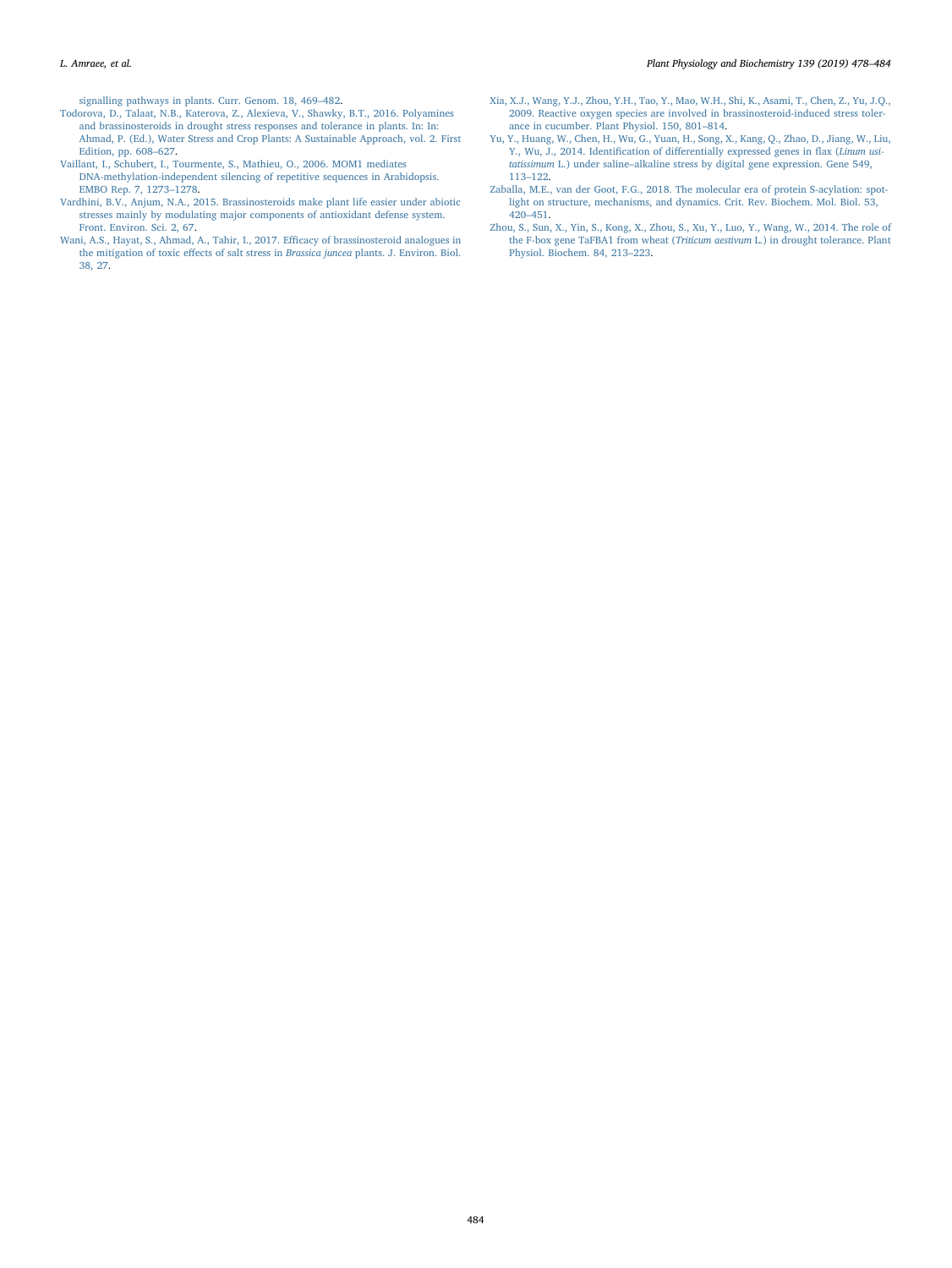signalling pathways in plants. Curr. Genom. 18, 469–482.

Todorova, D., Talaat, N.B., Katerova, Z., Alexieva, V., Shawky, B.T., 2016. Polyamines and brassinosteroids in drought stress responses and tolerance in plants. In: In: Ahmad, P. (Ed.), Water Stress and Crop Plants: A Sustainable Approach, vol. 2. First Edition, pp. 608–627.

Vaillant, I., Schubert, I., Tourmente, S., Mathieu, O., 2006. MOM1 mediates DNA-methylation-independent silencing of repetitive sequences in Arabidopsis. EMBO Rep. 7, 1273–1278.

Vardhini, B.V., Anjum, N.A., 2015. Brassinosteroids make plant life easier under abiotic stresses mainly by modulating major components of antioxidant defense system. Front. Environ. Sci. 2, 67.

Wani, A.S., Hayat, S., Ahmad, A., Tahir, I., 2017. Efficacy of brassinosteroid analogues in the mitigation of toxic effects of salt stress in *Brassica juncea* plants. J. Environ. Biol. 38, 27.

Xia, X.J., Wang, Y.J., Zhou, Y.H., Tao, Y., Mao, W.H., Shi, K., Asami, T., Chen, Z., Yu, J.Q., 2009. Reactive oxygen species are involved in brassinosteroid-induced stress tolerance in cucumber. Plant Physiol. 150, 801–814.

Yu, Y., Huang, W., Chen, H., Wu, G., Yuan, H., Song, X., Kang, Q., Zhao, D., Jiang, W., Liu, Y., Wu, J., 2014. Identification of differentially expressed genes in flax (*Linum usitatissimum* L.) under saline–alkaline stress by digital gene expression. Gene 549, 113–122.

Zaballa, M.E., van der Goot, F.G., 2018. The molecular era of protein S-acylation: spotlight on structure, mechanisms, and dynamics. Crit. Rev. Biochem. Mol. Biol. 53, 420–451.

Zhou, S., Sun, X., Yin, S., Kong, X., Zhou, S., Xu, Y., Luo, Y., Wang, W., 2014. The role of the F-box gene TaFBA1 from wheat (*Triticum aestivum* L.) in drought tolerance. Plant Physiol. Biochem. 84, 213–223.